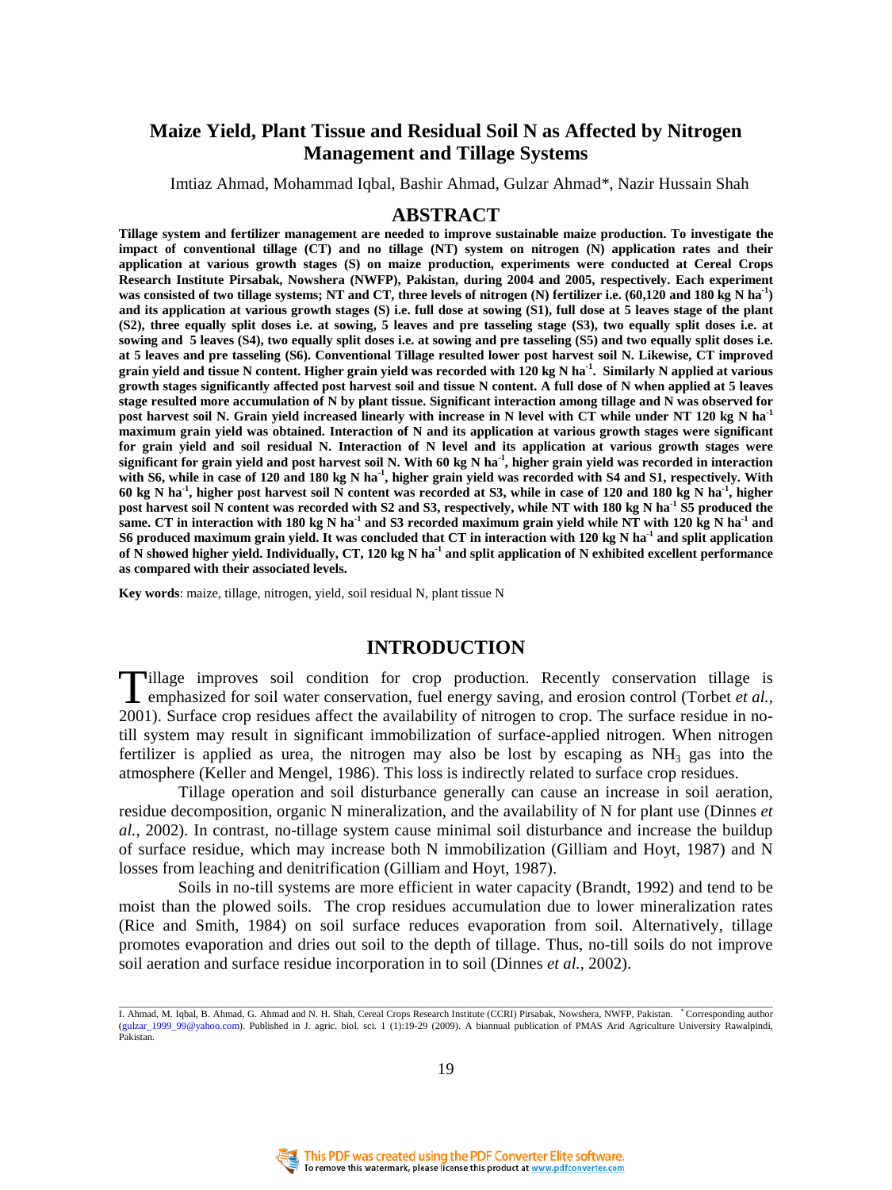# Maize Yield, Plant Tissue and Residual Soil N as Affected by Nitrogen Management and Tillage Systems

Imtiaz Ahmad, Mohammad Iqbal, Bashir Ahmad, Gulzar Ahmad*, Nazir Hussain Shah

## ABSTRACT

**Tillage system and fertilizer management are needed to improve sustainable maize production. To investigate the impact of conventional tillage (CT) and no tillage (NT) system on nitrogen (N) application rates and their application at various growth stages (S) on maize production, experiments were conducted at Cereal Crops Research Institute Pirsabak, Nowshera (NWFP), Pakistan, during 2004 and 2005, respectively. Each experiment was consisted of two tillage systems; NT and CT, three levels of nitrogen (N) fertilizer i.e. (60,120 and 180 kg N ha$^{-1}$) and its application at various growth stages (S) i.e. full dose at sowing (S1), full dose at 5 leaves stage of the plant (S2), three equally split doses i.e. at sowing, 5 leaves and pre tasseling stage (S3), two equally split doses i.e. at sowing and 5 leaves (S4), two equally split doses i.e. at sowing and pre tasseling (S5) and two equally split doses i.e. at 5 leaves and pre tasseling (S6). Conventional Tillage resulted lower post harvest soil N. Likewise, CT improved grain yield and tissue N content. Higher grain yield was recorded with 120 kg N ha$^{-1}$. Similarly N applied at various growth stages significantly affected post harvest soil and tissue N content. A full dose of N when applied at 5 leaves stage resulted more accumulation of N by plant tissue. Significant interaction among tillage and N was observed for post harvest soil N. Grain yield increased linearly with increase in N level with CT while under NT 120 kg N ha$^{-1}$ maximum grain yield was obtained. Interaction of N and its application at various growth stages were significant for grain yield and soil residual N. Interaction of N level and its application at various growth stages were significant for grain yield and post harvest soil N. With 60 kg N ha$^{-1}$, higher grain yield was recorded in interaction with S6, while in case of 120 and 180 kg N ha$^{-1}$, higher grain yield was recorded with S4 and S1, respectively. With 60 kg N ha$^{-1}$, higher post harvest soil N content was recorded at S3, while in case of 120 and 180 kg N ha$^{-1}$, higher post harvest soil N content was recorded with S2 and S3, respectively, while NT with 180 kg N ha$^{-1}$ S5 produced the same. CT in interaction with 180 kg N ha$^{-1}$ and S3 recorded maximum grain yield while NT with 120 kg N ha$^{-1}$ and S6 produced maximum grain yield. It was concluded that CT in interaction with 120 kg N ha$^{-1}$ and split application of N showed higher yield. Individually, CT, 120 kg N ha$^{-1}$ and split application of N exhibited excellent performance as compared with their associated levels.**

**Key words**: maize, tillage, nitrogen, yield, soil residual N, plant tissue N

## INTRODUCTION

Tillage improves soil condition for crop production. Recently conservation tillage is emphasized for soil water conservation, fuel energy saving, and erosion control (Torbet *et al.*, 2001). Surface crop residues affect the availability of nitrogen to crop. The surface residue in no-till system may result in significant immobilization of surface-applied nitrogen. When nitrogen fertilizer is applied as urea, the nitrogen may also be lost by escaping as $NH_3$ gas into the atmosphere (Keller and Mengel, 1986). This loss is indirectly related to surface crop residues.

Tillage operation and soil disturbance generally can cause an increase in soil aeration, residue decomposition, organic N mineralization, and the availability of N for plant use (Dinnes *et al.*, 2002). In contrast, no-tillage system cause minimal soil disturbance and increase the buildup of surface residue, which may increase both N immobilization (Gilliam and Hoyt, 1987) and N losses from leaching and denitrification (Gilliam and Hoyt, 1987).

Soils in no-till systems are more efficient in water capacity (Brandt, 1992) and tend to be moist than the plowed soils. The crop residues accumulation due to lower mineralization rates (Rice and Smith, 1984) on soil surface reduces evaporation from soil. Alternatively, tillage promotes evaporation and dries out soil to the depth of tillage. Thus, no-till soils do not improve soil aeration and surface residue incorporation in to soil (Dinnes *et al.*, 2002).

I. Ahmad, M. Iqbal, B. Ahmad, G. Ahmad and N. H. Shah, Cereal Crops Research Institute (CCRI) Pirsabak, Nowshera, NWFP, Pakistan. *Corresponding author (gulzar_1999_99@yahoo.com). Published in J. agric. biol. sci. 1 (1):19-29 (2009). A biannual publication of PMAS Arid Agriculture University Rawalpindi, Pakistan.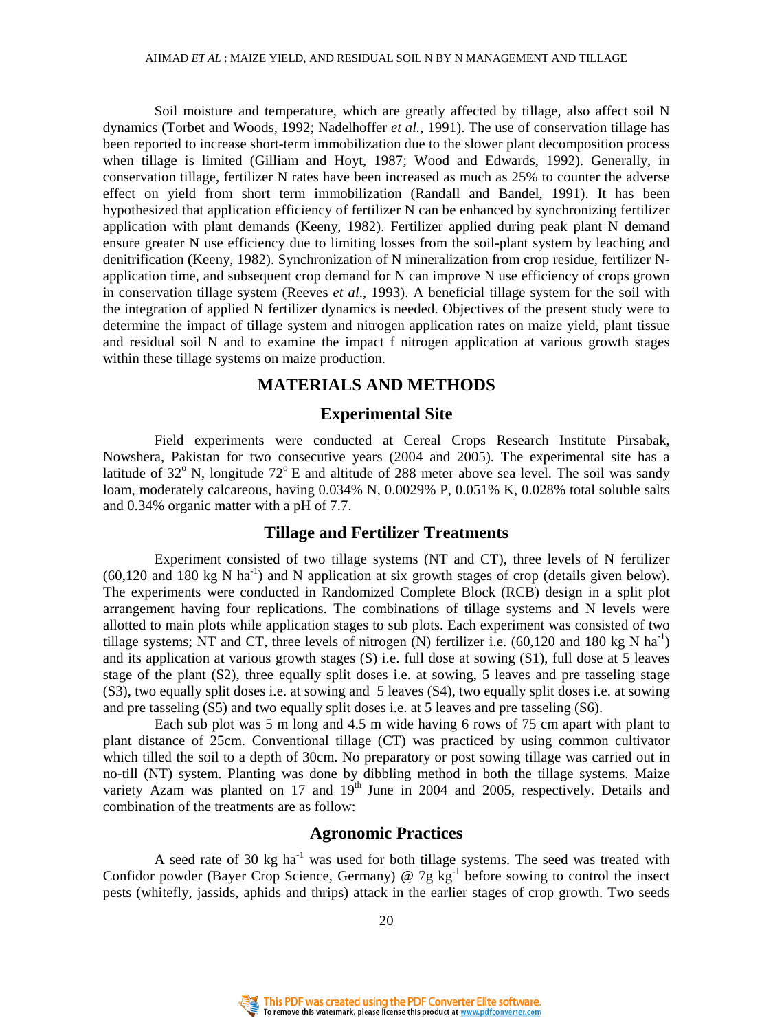Soil moisture and temperature, which are greatly affected by tillage, also affect soil N dynamics (Torbet and Woods, 1992; Nadelhoffer *et al.*, 1991). The use of conservation tillage has been reported to increase short-term immobilization due to the slower plant decomposition process when tillage is limited (Gilliam and Hoyt, 1987; Wood and Edwards, 1992). Generally, in conservation tillage, fertilizer N rates have been increased as much as 25% to counter the adverse effect on yield from short term immobilization (Randall and Bandel, 1991). It has been hypothesized that application efficiency of fertilizer N can be enhanced by synchronizing fertilizer application with plant demands (Keeny, 1982). Fertilizer applied during peak plant N demand ensure greater N use efficiency due to limiting losses from the soil-plant system by leaching and denitrification (Keeny, 1982). Synchronization of N mineralization from crop residue, fertilizer N-application time, and subsequent crop demand for N can improve N use efficiency of crops grown in conservation tillage system (Reeves *et al*., 1993). A beneficial tillage system for the soil with the integration of applied N fertilizer dynamics is needed. Objectives of the present study were to determine the impact of tillage system and nitrogen application rates on maize yield, plant tissue and residual soil N and to examine the impact f nitrogen application at various growth stages within these tillage systems on maize production.

## MATERIALS AND METHODS

### Experimental Site

Field experiments were conducted at Cereal Crops Research Institute Pirsabak, Nowshera, Pakistan for two consecutive years (2004 and 2005). The experimental site has a latitude of 32° N, longitude 72° E and altitude of 288 meter above sea level. The soil was sandy loam, moderately calcareous, having 0.034% N, 0.0029% P, 0.051% K, 0.028% total soluble salts and 0.34% organic matter with a pH of 7.7.

### Tillage and Fertilizer Treatments

Experiment consisted of two tillage systems (NT and CT), three levels of N fertilizer (60,120 and 180 kg N ha$^{-1}$) and N application at six growth stages of crop (details given below). The experiments were conducted in Randomized Complete Block (RCB) design in a split plot arrangement having four replications. The combinations of tillage systems and N levels were allotted to main plots while application stages to sub plots. Each experiment was consisted of two tillage systems; NT and CT, three levels of nitrogen (N) fertilizer i.e. (60,120 and 180 kg N ha$^{-1}$) and its application at various growth stages (S) i.e. full dose at sowing (S1), full dose at 5 leaves stage of the plant (S2), three equally split doses i.e. at sowing, 5 leaves and pre tasseling stage (S3), two equally split doses i.e. at sowing and 5 leaves (S4), two equally split doses i.e. at sowing and pre tasseling (S5) and two equally split doses i.e. at 5 leaves and pre tasseling (S6).

Each sub plot was 5 m long and 4.5 m wide having 6 rows of 75 cm apart with plant to plant distance of 25cm. Conventional tillage (CT) was practiced by using common cultivator which tilled the soil to a depth of 30cm. No preparatory or post sowing tillage was carried out in no-till (NT) system. Planting was done by dibbling method in both the tillage systems. Maize variety Azam was planted on 17 and 19$^{th}$ June in 2004 and 2005, respectively. Details and combination of the treatments are as follow:

### Agronomic Practices

A seed rate of 30 kg ha$^{-1}$ was used for both tillage systems. The seed was treated with Confidor powder (Bayer Crop Science, Germany) @ 7g kg$^{-1}$ before sowing to control the insect pests (whitefly, jassids, aphids and thrips) attack in the earlier stages of crop growth. Two seeds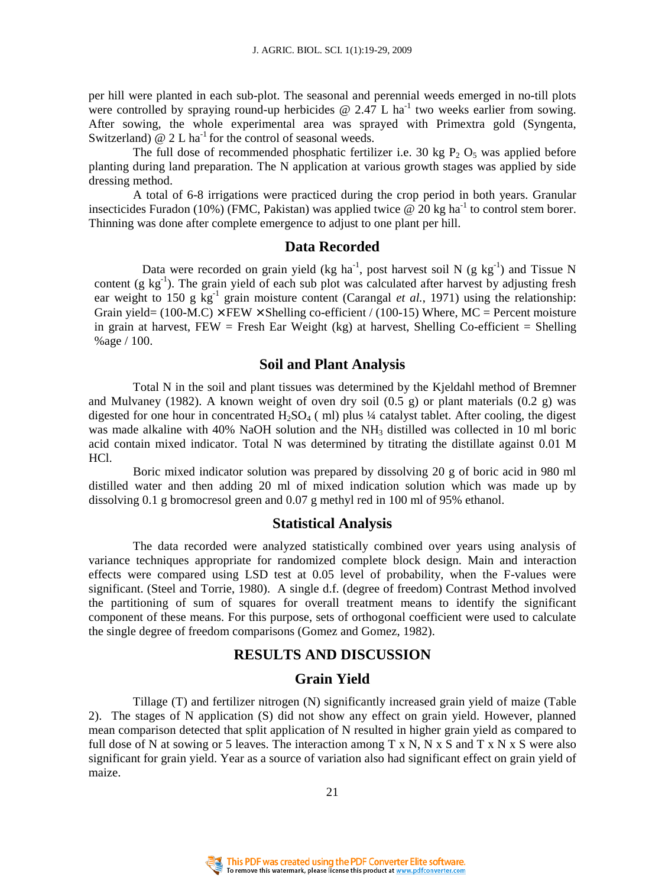per hill were planted in each sub-plot. The seasonal and perennial weeds emerged in no-till plots were controlled by spraying round-up herbicides @ 2.47 L $ha^{-1}$ two weeks earlier from sowing. After sowing, the whole experimental area was sprayed with Primextra gold (Syngenta, Switzerland) @ 2 L $ha^{-1}$ for the control of seasonal weeds.

The full dose of recommended phosphatic fertilizer i.e. 30 kg $P_2O_5$ was applied before planting during land preparation. The N application at various growth stages was applied by side dressing method.

A total of 6-8 irrigations were practiced during the crop period in both years. Granular insecticides Furadon (10%) (FMC, Pakistan) was applied twice @ 20 kg $ha^{-1}$ to control stem borer. Thinning was done after complete emergence to adjust to one plant per hill.

## Data Recorded

Data were recorded on grain yield (kg $ha^{-1}$, post harvest soil N (g $kg^{-1}$) and Tissue N content (g $kg^{-1}$). The grain yield of each sub plot was calculated after harvest by adjusting fresh ear weight to 150 g $kg^{-1}$ grain moisture content (Carangal *et al.*, 1971) using the relationship: Grain yield= (100-M.C) × FEW × Shelling co-efficient / (100-15) Where, MC = Percent moisture in grain at harvest, FEW = Fresh Ear Weight (kg) at harvest, Shelling Co-efficient = Shelling %age / 100.

## Soil and Plant Analysis

Total N in the soil and plant tissues was determined by the Kjeldahl method of Bremner and Mulvaney (1982). A known weight of oven dry soil (0.5 g) or plant materials (0.2 g) was digested for one hour in concentrated $H_2SO_4$ ( ml) plus ¼ catalyst tablet. After cooling, the digest was made alkaline with 40% NaOH solution and the $NH_3$ distilled was collected in 10 ml boric acid contain mixed indicator. Total N was determined by titrating the distillate against 0.01 M HCl.

Boric mixed indicator solution was prepared by dissolving 20 g of boric acid in 980 ml distilled water and then adding 20 ml of mixed indication solution which was made up by dissolving 0.1 g bromocresol green and 0.07 g methyl red in 100 ml of 95% ethanol.

## Statistical Analysis

The data recorded were analyzed statistically combined over years using analysis of variance techniques appropriate for randomized complete block design. Main and interaction effects were compared using LSD test at 0.05 level of probability, when the F-values were significant. (Steel and Torrie, 1980). A single d.f. (degree of freedom) Contrast Method involved the partitioning of sum of squares for overall treatment means to identify the significant component of these means. For this purpose, sets of orthogonal coefficient were used to calculate the single degree of freedom comparisons (Gomez and Gomez, 1982).

# RESULTS AND DISCUSSION

## Grain Yield

Tillage (T) and fertilizer nitrogen (N) significantly increased grain yield of maize (Table 2). The stages of N application (S) did not show any effect on grain yield. However, planned mean comparison detected that split application of N resulted in higher grain yield as compared to full dose of N at sowing or 5 leaves. The interaction among T x N, N x S and T x N x S were also significant for grain yield. Year as a source of variation also had significant effect on grain yield of maize.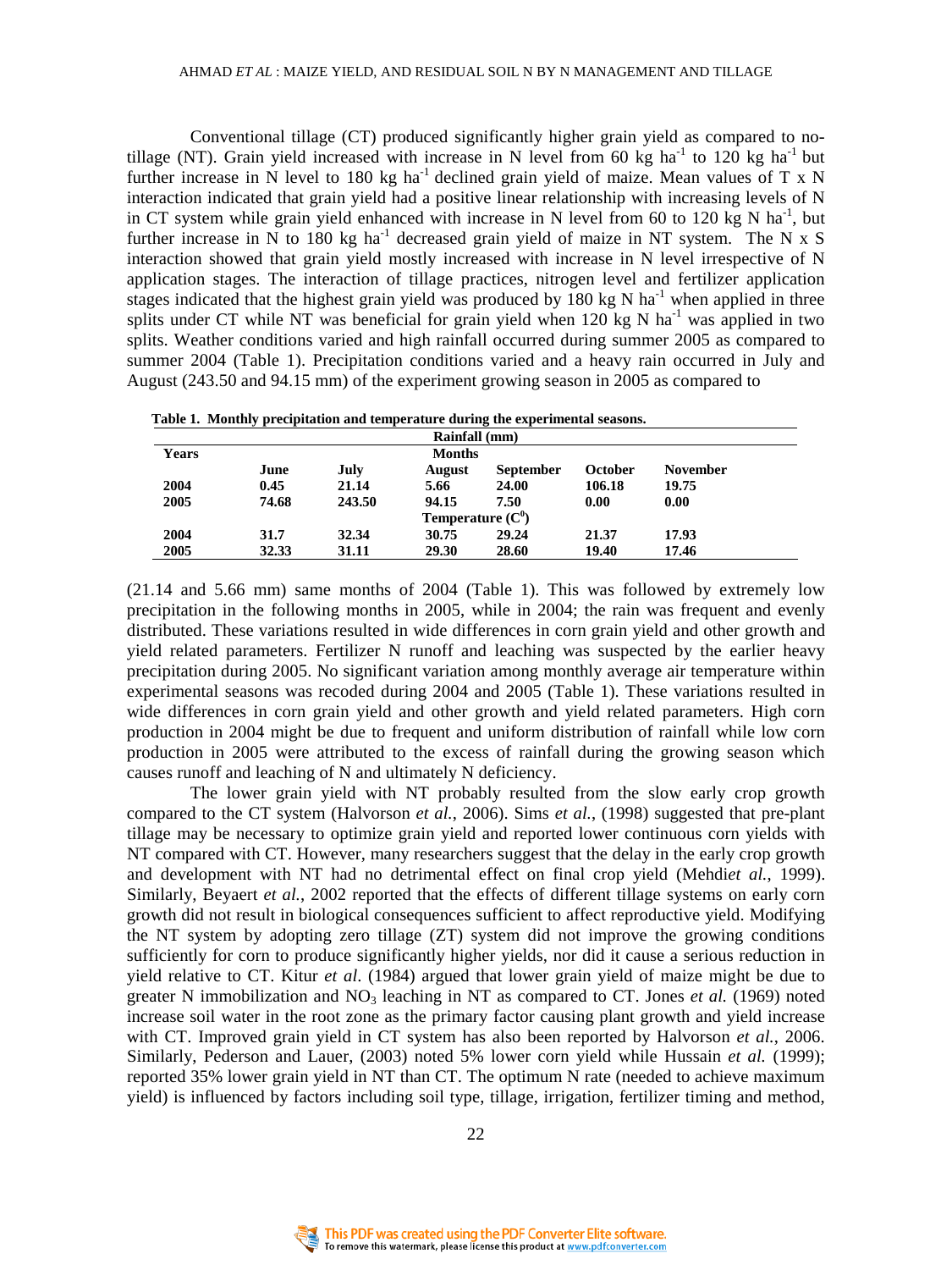Conventional tillage (CT) produced significantly higher grain yield as compared to no-tillage (NT). Grain yield increased with increase in N level from 60 kg ha$^{-1}$ to 120 kg ha$^{-1}$ but further increase in N level to 180 kg ha$^{-1}$ declined grain yield of maize. Mean values of T x N interaction indicated that grain yield had a positive linear relationship with increasing levels of N in CT system while grain yield enhanced with increase in N level from 60 to 120 kg N ha$^{-1}$, but further increase in N to 180 kg ha$^{-1}$ decreased grain yield of maize in NT system. The N x S interaction showed that grain yield mostly increased with increase in N level irrespective of N application stages. The interaction of tillage practices, nitrogen level and fertilizer application stages indicated that the highest grain yield was produced by 180 kg N ha$^{-1}$ when applied in three splits under CT while NT was beneficial for grain yield when 120 kg N ha$^{-1}$ was applied in two splits. Weather conditions varied and high rainfall occurred during summer 2005 as compared to summer 2004 (Table 1). Precipitation conditions varied and a heavy rain occurred in July and August (243.50 and 94.15 mm) of the experiment growing season in 2005 as compared to (21.14 and 5.66 mm) same months of 2004 (Table 1). This was followed by extremely low precipitation in the following months in 2005, while in 2004; the rain was frequent and evenly distributed. These variations resulted in wide differences in corn grain yield and other growth and yield related parameters. Fertilizer N runoff and leaching was suspected by the earlier heavy precipitation during 2005. No significant variation among monthly average air temperature within experimental seasons was recoded during 2004 and 2005 (Table 1). These variations resulted in wide differences in corn grain yield and other growth and yield related parameters. High corn production in 2004 might be due to frequent and uniform distribution of rainfall while low corn production in 2005 were attributed to the excess of rainfall during the growing season which causes runoff and leaching of N and ultimately N deficiency.

**Table 1. Monthly precipitation and temperature during the experimental seasons.**

| | | | Rainfall (mm) | | | |
|---|---|---|---|---|---|---|
| **Years** | | | **Months** | | | |
| | **June** | **July** | **August** | **September** | **October** | **November** |
| **2004** | **0.45** | **21.14** | **5.66** | **24.00** | **106.18** | **19.75** |
| **2005** | **74.68** | **243.50** | **94.15** | **7.50** | **0.00** | **0.00** |
| | | | **Temperature ($C^0$)** | | | |
| **2004** | **31.7** | **32.34** | **30.75** | **29.24** | **21.37** | **17.93** |
| **2005** | **32.33** | **31.11** | **29.30** | **28.60** | **19.40** | **17.46** |

The lower grain yield with NT probably resulted from the slow early crop growth compared to the CT system (Halvorson *et al.*, 2006). Sims *et al.*, (1998) suggested that pre-plant tillage may be necessary to optimize grain yield and reported lower continuous corn yields with NT compared with CT. However, many researchers suggest that the delay in the early crop growth and development with NT had no detrimental effect on final crop yield (Mehdi*et al.*, 1999). Similarly, Beyaert *et al.*, 2002 reported that the effects of different tillage systems on early corn growth did not result in biological consequences sufficient to affect reproductive yield. Modifying the NT system by adopting zero tillage (ZT) system did not improve the growing conditions sufficiently for corn to produce significantly higher yields, nor did it cause a serious reduction in yield relative to CT. Kitur *et al*. (1984) argued that lower grain yield of maize might be due to greater N immobilization and $NO_3$ leaching in NT as compared to CT. Jones *et al.* (1969) noted increase soil water in the root zone as the primary factor causing plant growth and yield increase with CT. Improved grain yield in CT system has also been reported by Halvorson *et al.*, 2006. Similarly, Pederson and Lauer, (2003) noted 5% lower corn yield while Hussain *et al.* (1999); reported 35% lower grain yield in NT than CT. The optimum N rate (needed to achieve maximum yield) is influenced by factors including soil type, tillage, irrigation, fertilizer timing and method,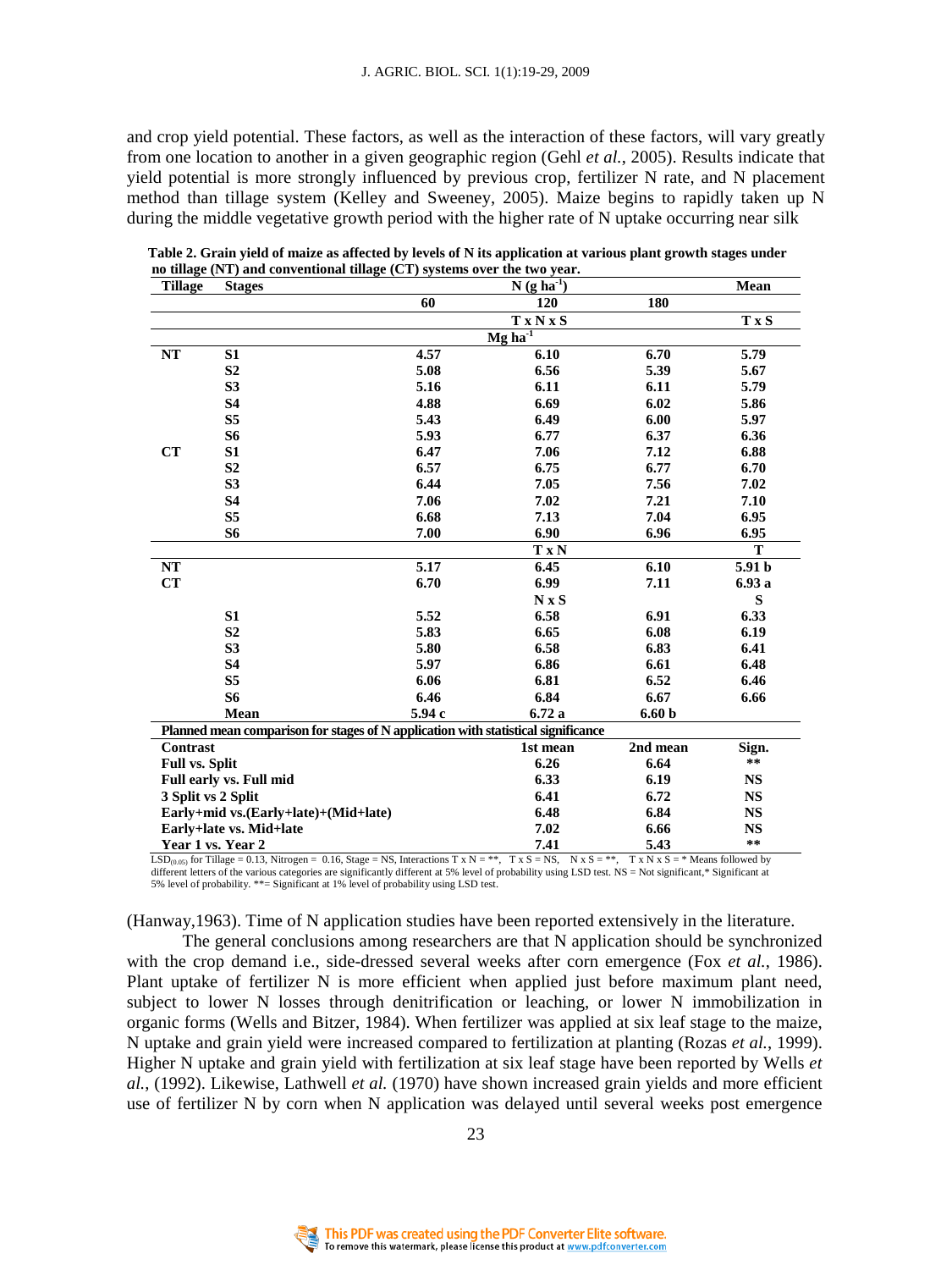and crop yield potential. These factors, as well as the interaction of these factors, will vary greatly from one location to another in a given geographic region (Gehl *et al.*, 2005). Results indicate that yield potential is more strongly influenced by previous crop, fertilizer N rate, and N placement method than tillage system (Kelley and Sweeney, 2005). Maize begins to rapidly taken up N during the middle vegetative growth period with the higher rate of N uptake occurring near silk

**Table 2. Grain yield of maize as affected by levels of N its application at various plant growth stages under no tillage (NT) and conventional tillage (CT) systems over the two year.**

| Tillage | Stages | N (g ha$^{-1}$) | | | Mean |
|---|---|---|---|---|---|
| | | 60 | 120 | 180 | |
| | | | T x N x S | | T x S |
| | | | Mg ha$^{-1}$ | | |
| NT | S1 | 4.57 | 6.10 | 6.70 | 5.79 |
| | S2 | 5.08 | 6.56 | 5.39 | 5.67 |
| | S3 | 5.16 | 6.11 | 6.11 | 5.79 |
| | S4 | 4.88 | 6.69 | 6.02 | 5.86 |
| | S5 | 5.43 | 6.49 | 6.00 | 5.97 |
| | S6 | 5.93 | 6.77 | 6.37 | 6.36 |
| CT | S1 | 6.47 | 7.06 | 7.12 | 6.88 |
| | S2 | 6.57 | 6.75 | 6.77 | 6.70 |
| | S3 | 6.44 | 7.05 | 7.56 | 7.02 |
| | S4 | 7.06 | 7.02 | 7.21 | 7.10 |
| | S5 | 6.68 | 7.13 | 7.04 | 6.95 |
| | S6 | 7.00 | 6.90 | 6.96 | 6.95 |
| | | | T x N | | T |
| NT | | 5.17 | 6.45 | 6.10 | 5.91 b |
| CT | | 6.70 | 6.99 | 7.11 | 6.93 a |
| | | | N x S | | S |
| | S1 | 5.52 | 6.58 | 6.91 | 6.33 |
| | S2 | 5.83 | 6.65 | 6.08 | 6.19 |
| | S3 | 5.80 | 6.58 | 6.83 | 6.41 |
| | S4 | 5.97 | 6.86 | 6.61 | 6.48 |
| | S5 | 6.06 | 6.81 | 6.52 | 6.46 |
| | S6 | 6.46 | 6.84 | 6.67 | 6.66 |
| | Mean | 5.94 c | 6.72 a | 6.60 b | |

**Planned mean comparison for stages of N application with statistical significance**

| Contrast | 1st mean | 2nd mean | Sign. |
|---|---|---|---|
| Full vs. Split | 6.26 | 6.64 | ** |
| Full early vs. Full mid | 6.33 | 6.19 | NS |
| 3 Split vs 2 Split | 6.41 | 6.72 | NS |
| Early+mid vs.(Early+late)+(Mid+late) | 6.48 | 6.84 | NS |
| Early+late vs. Mid+late | 7.02 | 6.66 | NS |
| Year 1 vs. Year 2 | 7.41 | 5.43 | ** |

$LSD_{(0.05)}$ for Tillage = 0.13, Nitrogen = 0.16, Stage = NS, Interactions T x N = **, T x S = NS, N x S = **, T x N x S = * Means followed by different letters of the various categories are significantly different at 5% level of probability using LSD test. NS = Not significant,* Significant at 5% level of probability. **= Significant at 1% level of probability using LSD test.

(Hanway,1963). Time of N application studies have been reported extensively in the literature.

The general conclusions among researchers are that N application should be synchronized with the crop demand i.e., side-dressed several weeks after corn emergence (Fox *et al.*, 1986). Plant uptake of fertilizer N is more efficient when applied just before maximum plant need, subject to lower N losses through denitrification or leaching, or lower N immobilization in organic forms (Wells and Bitzer, 1984). When fertilizer was applied at six leaf stage to the maize, N uptake and grain yield were increased compared to fertilization at planting (Rozas *et al.*, 1999). Higher N uptake and grain yield with fertilization at six leaf stage have been reported by Wells *et al.*, (1992). Likewise, Lathwell *et al.* (1970) have shown increased grain yields and more efficient use of fertilizer N by corn when N application was delayed until several weeks post emergence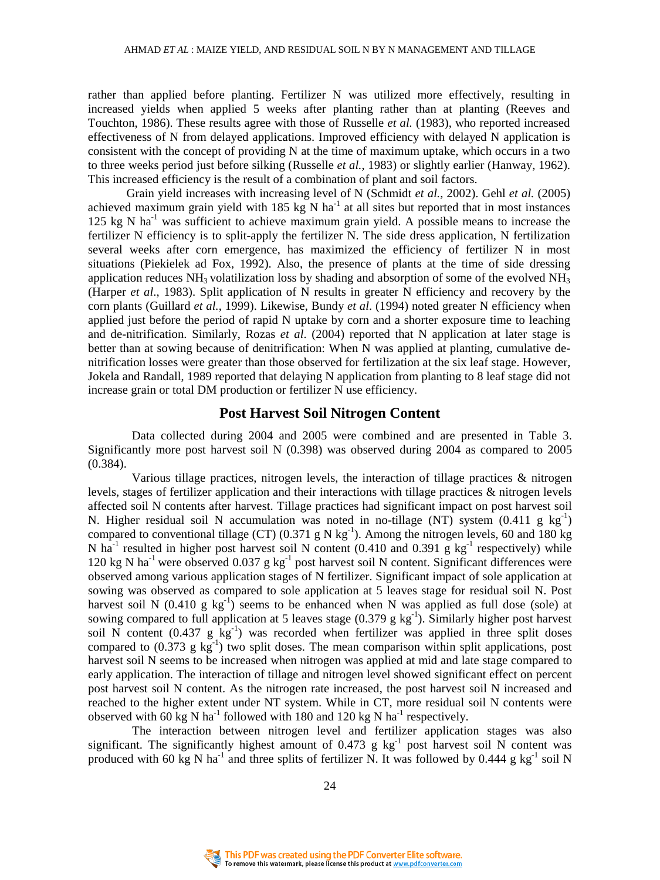rather than applied before planting. Fertilizer N was utilized more effectively, resulting in increased yields when applied 5 weeks after planting rather than at planting (Reeves and Touchton, 1986). These results agree with those of Russelle *et al.* (1983), who reported increased effectiveness of N from delayed applications. Improved efficiency with delayed N application is consistent with the concept of providing N at the time of maximum uptake, which occurs in a two to three weeks period just before silking (Russelle *et al.*, 1983) or slightly earlier (Hanway, 1962). This increased efficiency is the result of a combination of plant and soil factors.

Grain yield increases with increasing level of N (Schmidt *et al.*, 2002). Gehl *et al.* (2005) achieved maximum grain yield with 185 kg N $ha^{-1}$ at all sites but reported that in most instances 125 kg N $ha^{-1}$ was sufficient to achieve maximum grain yield. A possible means to increase the fertilizer N efficiency is to split-apply the fertilizer N. The side dress application, N fertilization several weeks after corn emergence, has maximized the efficiency of fertilizer N in most situations (Piekielek ad Fox, 1992). Also, the presence of plants at the time of side dressing application reduces $NH_3$ volatilization loss by shading and absorption of some of the evolved $NH_3$ (Harper *et al*., 1983). Split application of N results in greater N efficiency and recovery by the corn plants (Guillard *et al.*, 1999). Likewise, Bundy *et al*. (1994) noted greater N efficiency when applied just before the period of rapid N uptake by corn and a shorter exposure time to leaching and de-nitrification. Similarly, Rozas *et al*. (2004) reported that N application at later stage is better than at sowing because of denitrification: When N was applied at planting, cumulative de-nitrification losses were greater than those observed for fertilization at the six leaf stage. However, Jokela and Randall, 1989 reported that delaying N application from planting to 8 leaf stage did not increase grain or total DM production or fertilizer N use efficiency.

## Post Harvest Soil Nitrogen Content

Data collected during 2004 and 2005 were combined and are presented in Table 3. Significantly more post harvest soil N (0.398) was observed during 2004 as compared to 2005 (0.384).

Various tillage practices, nitrogen levels, the interaction of tillage practices & nitrogen levels, stages of fertilizer application and their interactions with tillage practices & nitrogen levels affected soil N contents after harvest. Tillage practices had significant impact on post harvest soil N. Higher residual soil N accumulation was noted in no-tillage (NT) system (0.411 g $kg^{-1}$) compared to conventional tillage (CT) (0.371 g N $kg^{-1}$). Among the nitrogen levels, 60 and 180 kg N $ha^{-1}$ resulted in higher post harvest soil N content (0.410 and 0.391 g $kg^{-1}$ respectively) while 120 kg N $ha^{-1}$ were observed 0.037 g $kg^{-1}$ post harvest soil N content. Significant differences were observed among various application stages of N fertilizer. Significant impact of sole application at sowing was observed as compared to sole application at 5 leaves stage for residual soil N. Post harvest soil N (0.410 g $kg^{-1}$) seems to be enhanced when N was applied as full dose (sole) at sowing compared to full application at 5 leaves stage (0.379 g $kg^{-1}$). Similarly higher post harvest soil N content (0.437 g $kg^{-1}$) was recorded when fertilizer was applied in three split doses compared to (0.373 g $kg^{-1}$) two split doses. The mean comparison within split applications, post harvest soil N seems to be increased when nitrogen was applied at mid and late stage compared to early application. The interaction of tillage and nitrogen level showed significant effect on percent post harvest soil N content. As the nitrogen rate increased, the post harvest soil N increased and reached to the higher extent under NT system. While in CT, more residual soil N contents were observed with 60 kg N $ha^{-1}$ followed with 180 and 120 kg N $ha^{-1}$ respectively.

The interaction between nitrogen level and fertilizer application stages was also significant. The significantly highest amount of 0.473 g $kg^{-1}$ post harvest soil N content was produced with 60 kg N $ha^{-1}$ and three splits of fertilizer N. It was followed by 0.444 g $kg^{-1}$ soil N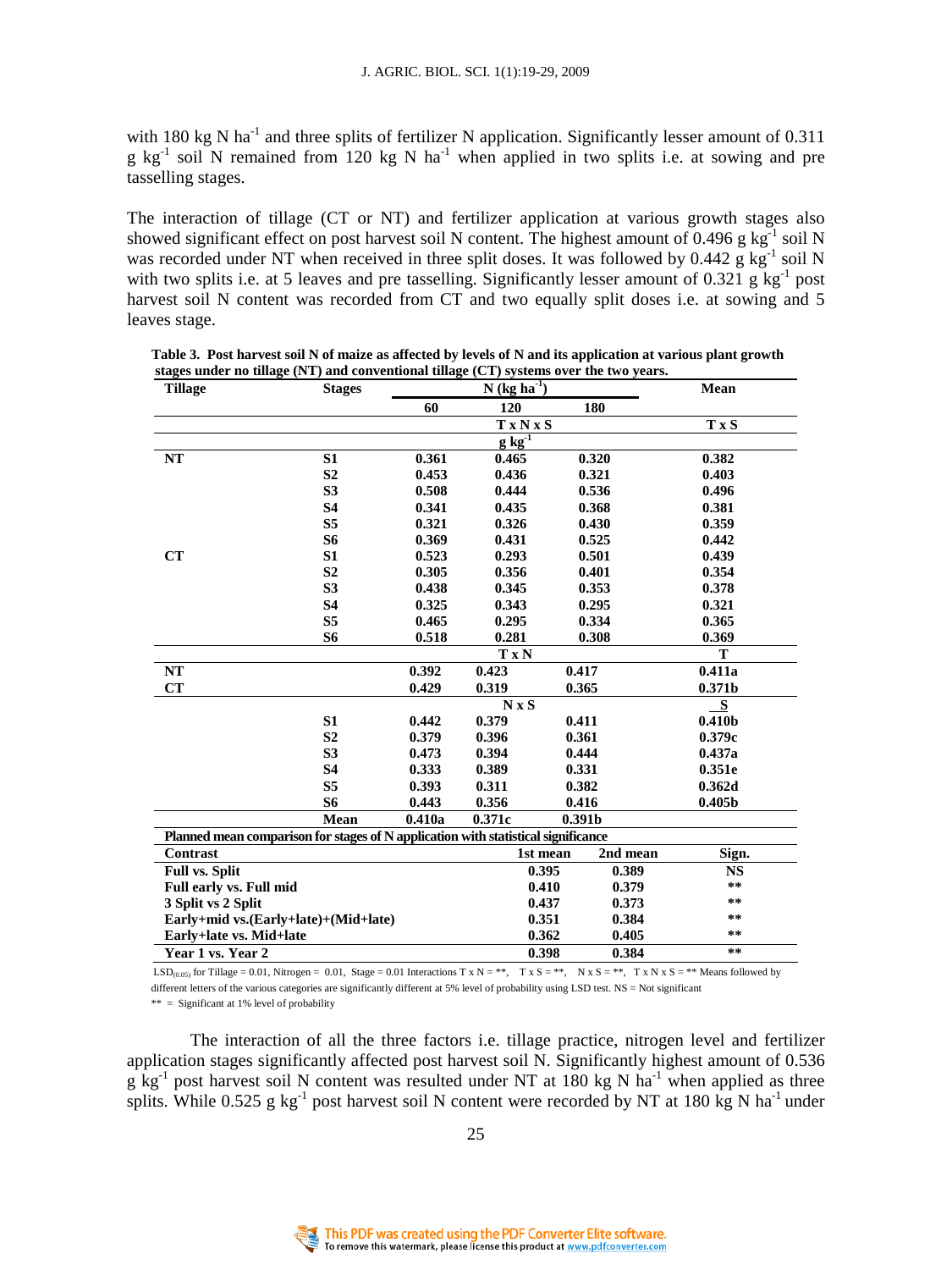with 180 kg N ha$^{-1}$ and three splits of fertilizer N application. Significantly lesser amount of 0.311 g kg$^{-1}$ soil N remained from 120 kg N ha$^{-1}$ when applied in two splits i.e. at sowing and pre tasselling stages.

The interaction of tillage (CT or NT) and fertilizer application at various growth stages also showed significant effect on post harvest soil N content. The highest amount of 0.496 g kg$^{-1}$ soil N was recorded under NT when received in three split doses. It was followed by 0.442 g kg$^{-1}$ soil N with two splits i.e. at 5 leaves and pre tasselling. Significantly lesser amount of 0.321 g kg$^{-1}$ post harvest soil N content was recorded from CT and two equally split doses i.e. at sowing and 5 leaves stage.

**Table 3. Post harvest soil N of maize as affected by levels of N and its application at various plant growth stages under no tillage (NT) and conventional tillage (CT) systems over the two years.**

| Tillage | Stages | N (kg ha$^{-1}$) | | | Mean |
|---|---|---|---|---|---|
| | | 60 | 120 | 180 | |
| | | T x N x S | | | T x S |
| | | g kg$^{-1}$ | | | |
| NT | S1 | 0.361 | 0.465 | 0.320 | 0.382 |
| | S2 | 0.453 | 0.436 | 0.321 | 0.403 |
| | S3 | 0.508 | 0.444 | 0.536 | 0.496 |
| | S4 | 0.341 | 0.435 | 0.368 | 0.381 |
| | S5 | 0.321 | 0.326 | 0.430 | 0.359 |
| | S6 | 0.369 | 0.431 | 0.525 | 0.442 |
| CT | S1 | 0.523 | 0.293 | 0.501 | 0.439 |
| | S2 | 0.305 | 0.356 | 0.401 | 0.354 |
| | S3 | 0.438 | 0.345 | 0.353 | 0.378 |
| | S4 | 0.325 | 0.343 | 0.295 | 0.321 |
| | S5 | 0.465 | 0.295 | 0.334 | 0.365 |
| | S6 | 0.518 | 0.281 | 0.308 | 0.369 |
| | | T x N | | | T |
| NT | | 0.392 | 0.423 | 0.417 | 0.411a |
| CT | | 0.429 | 0.319 | 0.365 | 0.371b |
| | | N x S | | | S |
| | S1 | 0.442 | 0.379 | 0.411 | 0.410b |
| | S2 | 0.379 | 0.396 | 0.361 | 0.379c |
| | S3 | 0.473 | 0.394 | 0.444 | 0.437a |
| | S4 | 0.333 | 0.389 | 0.331 | 0.351e |
| | S5 | 0.393 | 0.311 | 0.382 | 0.362d |
| | S6 | 0.443 | 0.356 | 0.416 | 0.405b |
| | Mean | 0.410a | 0.371c | 0.391b | |

**Planned mean comparison for stages of N application with statistical significance**

| Contrast | 1st mean | 2nd mean | Sign. |
|---|---|---|---|
| Full vs. Split | 0.395 | 0.389 | NS |
| Full early vs. Full mid | 0.410 | 0.379 | ** |
| 3 Split vs 2 Split | 0.437 | 0.373 | ** |
| Early+mid vs.(Early+late)+(Mid+late) | 0.351 | 0.384 | ** |
| Early+late vs. Mid+late | 0.362 | 0.405 | ** |
| Year 1 vs. Year 2 | 0.398 | 0.384 | ** |

$LSD_{(0.05)}$ for Tillage = 0.01, Nitrogen = 0.01, Stage = 0.01 Interactions T x N = **, T x S = **, N x S = **, T x N x S = ** Means followed by different letters of the various categories are significantly different at 5% level of probability using LSD test. NS = Not significant

** = Significant at 1% level of probability

The interaction of all the three factors i.e. tillage practice, nitrogen level and fertilizer application stages significantly affected post harvest soil N. Significantly highest amount of 0.536 g kg$^{-1}$ post harvest soil N content was resulted under NT at 180 kg N ha$^{-1}$ when applied as three splits. While 0.525 g kg$^{-1}$ post harvest soil N content were recorded by NT at 180 kg N ha$^{-1}$ under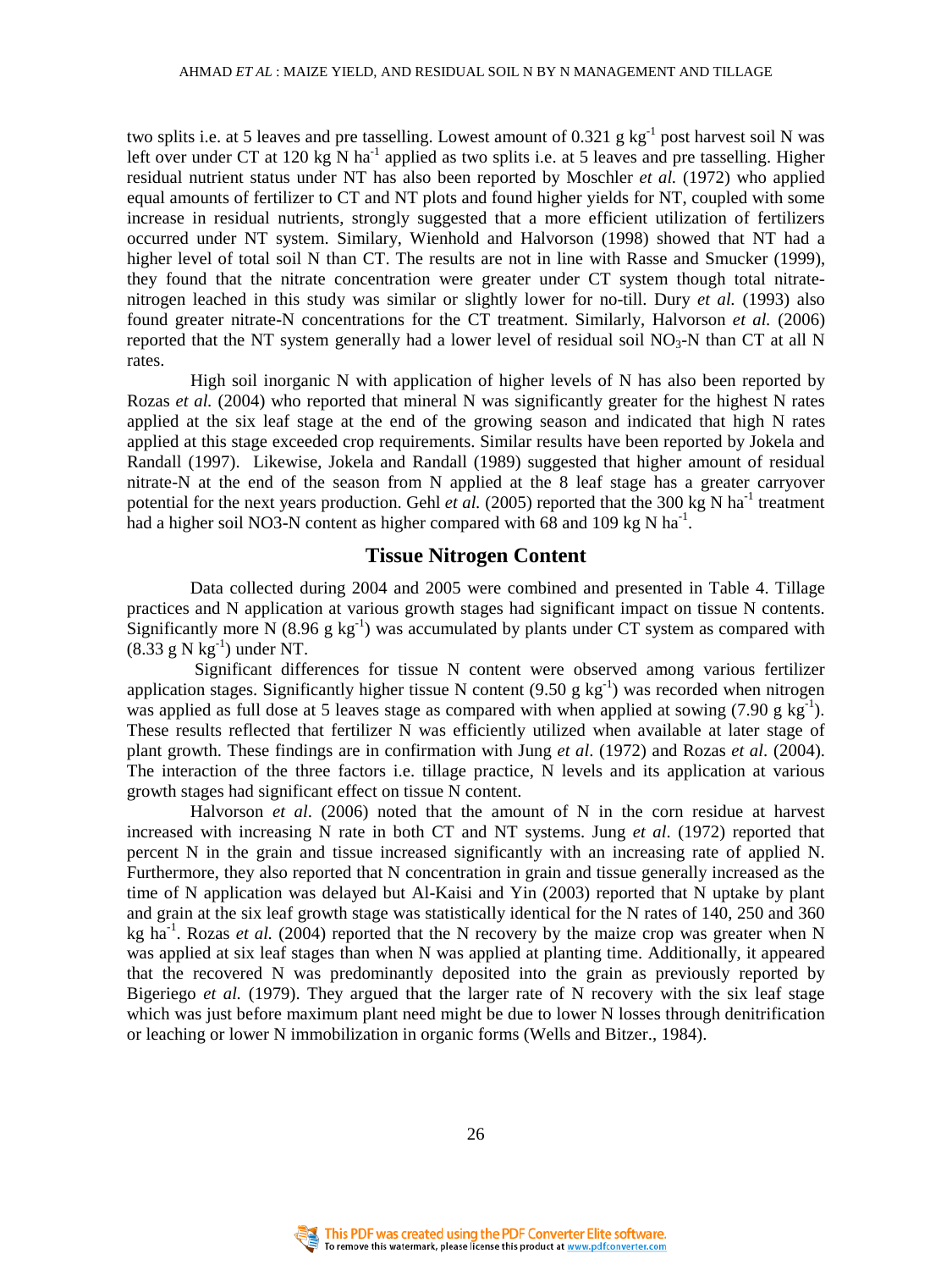two splits i.e. at 5 leaves and pre tasselling. Lowest amount of 0.321 g $kg^{-1}$ post harvest soil N was left over under CT at 120 kg N $ha^{-1}$ applied as two splits i.e. at 5 leaves and pre tasselling. Higher residual nutrient status under NT has also been reported by Moschler *et al.* (1972) who applied equal amounts of fertilizer to CT and NT plots and found higher yields for NT, coupled with some increase in residual nutrients, strongly suggested that a more efficient utilization of fertilizers occurred under NT system. Similary, Wienhold and Halvorson (1998) showed that NT had a higher level of total soil N than CT. The results are not in line with Rasse and Smucker (1999), they found that the nitrate concentration were greater under CT system though total nitrate-nitrogen leached in this study was similar or slightly lower for no-till. Dury *et al.* (1993) also found greater nitrate-N concentrations for the CT treatment. Similarly, Halvorson *et al.* (2006) reported that the NT system generally had a lower level of residual soil $NO_3$-N than CT at all N rates.

High soil inorganic N with application of higher levels of N has also been reported by Rozas *et al.* (2004) who reported that mineral N was significantly greater for the highest N rates applied at the six leaf stage at the end of the growing season and indicated that high N rates applied at this stage exceeded crop requirements. Similar results have been reported by Jokela and Randall (1997). Likewise, Jokela and Randall (1989) suggested that higher amount of residual nitrate-N at the end of the season from N applied at the 8 leaf stage has a greater carryover potential for the next years production. Gehl *et al.* (2005) reported that the 300 kg N $ha^{-1}$ treatment had a higher soil NO3-N content as higher compared with 68 and 109 kg N $ha^{-1}$.

## Tissue Nitrogen Content

Data collected during 2004 and 2005 were combined and presented in Table 4. Tillage practices and N application at various growth stages had significant impact on tissue N contents. Significantly more N (8.96 g $kg^{-1}$) was accumulated by plants under CT system as compared with (8.33 g N $kg^{-1}$) under NT.

Significant differences for tissue N content were observed among various fertilizer application stages. Significantly higher tissue N content (9.50 g $kg^{-1}$) was recorded when nitrogen was applied as full dose at 5 leaves stage as compared with when applied at sowing (7.90 g $kg^{-1}$). These results reflected that fertilizer N was efficiently utilized when available at later stage of plant growth. These findings are in confirmation with Jung *et al*. (1972) and Rozas *et al*. (2004). The interaction of the three factors i.e. tillage practice, N levels and its application at various growth stages had significant effect on tissue N content.

Halvorson *et al*. (2006) noted that the amount of N in the corn residue at harvest increased with increasing N rate in both CT and NT systems. Jung *et al*. (1972) reported that percent N in the grain and tissue increased significantly with an increasing rate of applied N. Furthermore, they also reported that N concentration in grain and tissue generally increased as the time of N application was delayed but Al-Kaisi and Yin (2003) reported that N uptake by plant and grain at the six leaf growth stage was statistically identical for the N rates of 140, 250 and 360 kg $ha^{-1}$. Rozas *et al.* (2004) reported that the N recovery by the maize crop was greater when N was applied at six leaf stages than when N was applied at planting time. Additionally, it appeared that the recovered N was predominantly deposited into the grain as previously reported by Bigeriego *et al.* (1979). They argued that the larger rate of N recovery with the six leaf stage which was just before maximum plant need might be due to lower N losses through denitrification or leaching or lower N immobilization in organic forms (Wells and Bitzer., 1984).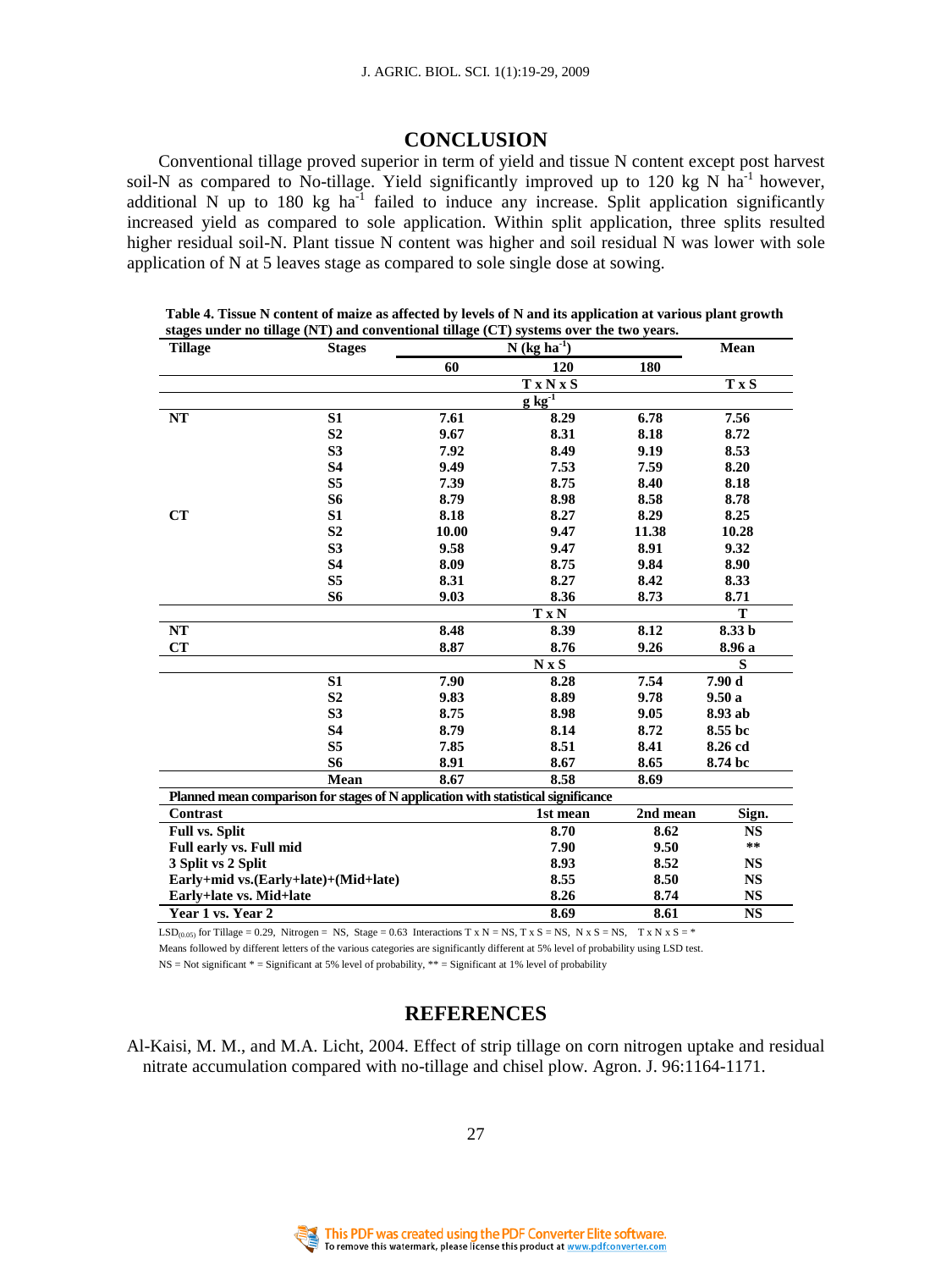## CONCLUSION

Conventional tillage proved superior in term of yield and tissue N content except post harvest soil-N as compared to No-tillage. Yield significantly improved up to 120 kg N $ha^{-1}$ however, additional N up to 180 kg $ha^{-1}$ failed to induce any increase. Split application significantly increased yield as compared to sole application. Within split application, three splits resulted higher residual soil-N. Plant tissue N content was higher and soil residual N was lower with sole application of N at 5 leaves stage as compared to sole single dose at sowing.

**Table 4. Tissue N content of maize as affected by levels of N and its application at various plant growth stages under no tillage (NT) and conventional tillage (CT) systems over the two years.**

| Tillage | Stages | N (kg $ha^{-1}$) | | | Mean |
|---|---|---|---|---|---|
| | | 60 | 120 | 180 | |
| | | | T x N x S | | T x S |
| | | | g $kg^{-1}$ | | |
| NT | S1 | 7.61 | 8.29 | 6.78 | 7.56 |
| | S2 | 9.67 | 8.31 | 8.18 | 8.72 |
| | S3 | 7.92 | 8.49 | 9.19 | 8.53 |
| | S4 | 9.49 | 7.53 | 7.59 | 8.20 |
| | S5 | 7.39 | 8.75 | 8.40 | 8.18 |
| | S6 | 8.79 | 8.98 | 8.58 | 8.78 |
| CT | S1 | 8.18 | 8.27 | 8.29 | 8.25 |
| | S2 | 10.00 | 9.47 | 11.38 | 10.28 |
| | S3 | 9.58 | 9.47 | 8.91 | 9.32 |
| | S4 | 8.09 | 8.75 | 9.84 | 8.90 |
| | S5 | 8.31 | 8.27 | 8.42 | 8.33 |
| | S6 | 9.03 | 8.36 | 8.73 | 8.71 |
| | | | T x N | | T |
| NT | | 8.48 | 8.39 | 8.12 | 8.33 b |
| CT | | 8.87 | 8.76 | 9.26 | 8.96 a |
| | | | N x S | | S |
| | S1 | 7.90 | 8.28 | 7.54 | 7.90 d |
| | S2 | 9.83 | 8.89 | 9.78 | 9.50 a |
| | S3 | 8.75 | 8.98 | 9.05 | 8.93 ab |
| | S4 | 8.79 | 8.14 | 8.72 | 8.55 bc |
| | S5 | 7.85 | 8.51 | 8.41 | 8.26 cd |
| | S6 | 8.91 | 8.67 | 8.65 | 8.74 bc |
| | Mean | 8.67 | 8.58 | 8.69 | |

**Planned mean comparison for stages of N application with statistical significance**

| Contrast | 1st mean | 2nd mean | Sign. |
|---|---|---|---|
| Full vs. Split | 8.70 | 8.62 | NS |
| Full early vs. Full mid | 7.90 | 9.50 | ** |
| 3 Split vs 2 Split | 8.93 | 8.52 | NS |
| Early+mid vs.(Early+late)+(Mid+late) | 8.55 | 8.50 | NS |
| Early+late vs. Mid+late | 8.26 | 8.74 | NS |
| Year 1 vs. Year 2 | 8.69 | 8.61 | NS |

$LSD_{(0.05)}$ for Tillage = 0.29, Nitrogen = NS, Stage = 0.63 Interactions T x N = NS, T x S = NS, N x S = NS, T x N x S = *

Means followed by different letters of the various categories are significantly different at 5% level of probability using LSD test.

NS = Not significant * = Significant at 5% level of probability, ** = Significant at 1% level of probability

## REFERENCES

Al-Kaisi, M. M., and M.A. Licht, 2004. Effect of strip tillage on corn nitrogen uptake and residual nitrate accumulation compared with no-tillage and chisel plow. Agron. J. 96:1164-1171.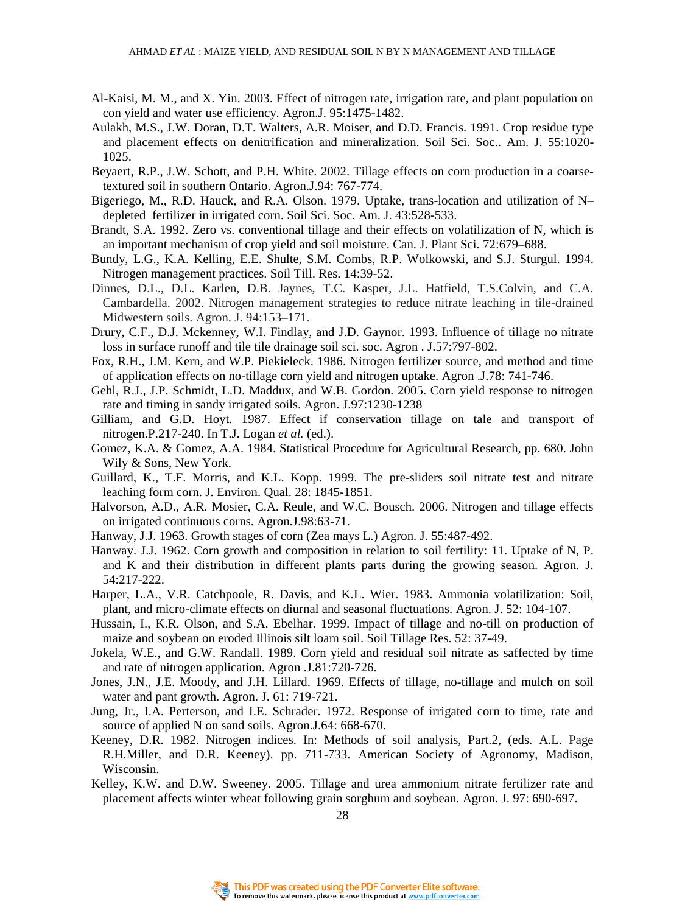Al-Kaisi, M. M., and X. Yin. 2003. Effect of nitrogen rate, irrigation rate, and plant population on con yield and water use efficiency. Agron.J. 95:1475-1482.

Aulakh, M.S., J.W. Doran, D.T. Walters, A.R. Moiser, and D.D. Francis. 1991. Crop residue type and placement effects on denitrification and mineralization. Soil Sci. Soc.. Am. J. 55:1020-1025.

Beyaert, R.P., J.W. Schott, and P.H. White. 2002. Tillage effects on corn production in a coarse-textured soil in southern Ontario. Agron.J.94: 767-774.

Bigeriego, M., R.D. Hauck, and R.A. Olson. 1979. Uptake, trans-location and utilization of N–depleted fertilizer in irrigated corn. Soil Sci. Soc. Am. J. 43:528-533.

Brandt, S.A. 1992. Zero vs. conventional tillage and their effects on volatilization of N, which is an important mechanism of crop yield and soil moisture. Can. J. Plant Sci. 72:679–688.

Bundy, L.G., K.A. Kelling, E.E. Shulte, S.M. Combs, R.P. Wolkowski, and S.J. Sturgul. 1994. Nitrogen management practices. Soil Till. Res. 14:39-52.

Dinnes, D.L., D.L. Karlen, D.B. Jaynes, T.C. Kasper, J.L. Hatfield, T.S.Colvin, and C.A. Cambardella. 2002. Nitrogen management strategies to reduce nitrate leaching in tile-drained Midwestern soils. Agron. J. 94:153–171.

Drury, C.F., D.J. Mckenney, W.I. Findlay, and J.D. Gaynor. 1993. Influence of tillage no nitrate loss in surface runoff and tile tile drainage soil sci. soc. Agron . J.57:797-802.

Fox, R.H., J.M. Kern, and W.P. Piekieleck. 1986. Nitrogen fertilizer source, and method and time of application effects on no-tillage corn yield and nitrogen uptake. Agron .J.78: 741-746.

Gehl, R.J., J.P. Schmidt, L.D. Maddux, and W.B. Gordon. 2005. Corn yield response to nitrogen rate and timing in sandy irrigated soils. Agron. J.97:1230-1238

Gilliam, and G.D. Hoyt. 1987. Effect if conservation tillage on tale and transport of nitrogen.P.217-240. In T.J. Logan *et al.* (ed.).

Gomez, K.A. & Gomez, A.A. 1984. Statistical Procedure for Agricultural Research, pp. 680. John Wily & Sons, New York.

Guillard, K., T.F. Morris, and K.L. Kopp. 1999. The pre-sliders soil nitrate test and nitrate leaching form corn. J. Environ. Qual. 28: 1845-1851.

Halvorson, A.D., A.R. Mosier, C.A. Reule, and W.C. Bousch. 2006. Nitrogen and tillage effects on irrigated continuous corns. Agron.J.98:63-71.

Hanway, J.J. 1963. Growth stages of corn (Zea mays L.) Agron. J. 55:487-492.

Hanway. J.J. 1962. Corn growth and composition in relation to soil fertility: 11. Uptake of N, P. and K and their distribution in different plants parts during the growing season. Agron. J. 54:217-222.

Harper, L.A., V.R. Catchpoole, R. Davis, and K.L. Wier. 1983. Ammonia volatilization: Soil, plant, and micro-climate effects on diurnal and seasonal fluctuations. Agron. J. 52: 104-107.

Hussain, I., K.R. Olson, and S.A. Ebelhar. 1999. Impact of tillage and no-till on production of maize and soybean on eroded Illinois silt loam soil. Soil Tillage Res. 52: 37-49.

Jokela, W.E., and G.W. Randall. 1989. Corn yield and residual soil nitrate as saffected by time and rate of nitrogen application. Agron .J.81:720-726.

Jones, J.N., J.E. Moody, and J.H. Lillard. 1969. Effects of tillage, no-tillage and mulch on soil water and pant growth. Agron. J. 61: 719-721.

Jung, Jr., I.A. Perterson, and I.E. Schrader. 1972. Response of irrigated corn to time, rate and source of applied N on sand soils. Agron.J.64: 668-670.

Keeney, D.R. 1982. Nitrogen indices. In: Methods of soil analysis, Part.2, (eds. A.L. Page R.H.Miller, and D.R. Keeney). pp. 711-733. American Society of Agronomy, Madison, Wisconsin.

Kelley, K.W. and D.W. Sweeney. 2005. Tillage and urea ammonium nitrate fertilizer rate and placement affects winter wheat following grain sorghum and soybean. Agron. J. 97: 690-697.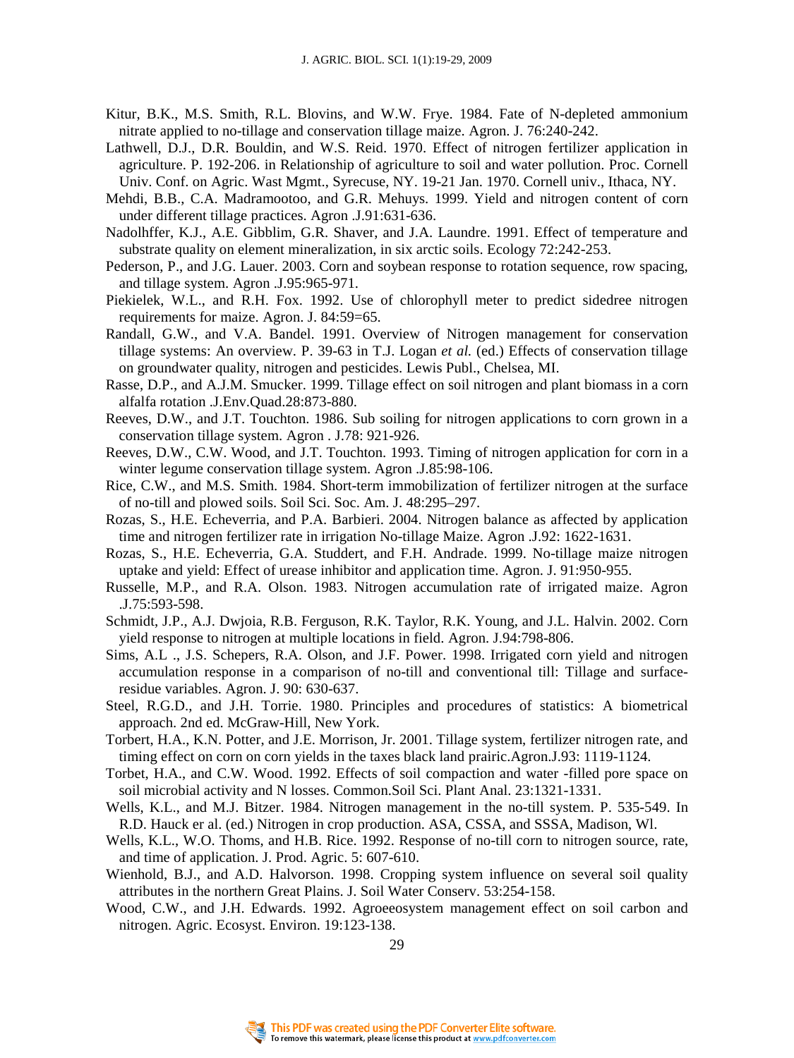Kitur, B.K., M.S. Smith, R.L. Blovins, and W.W. Frye. 1984. Fate of N-depleted ammonium nitrate applied to no-tillage and conservation tillage maize. Agron. J. 76:240-242.

Lathwell, D.J., D.R. Bouldin, and W.S. Reid. 1970. Effect of nitrogen fertilizer application in agriculture. P. 192-206. in Relationship of agriculture to soil and water pollution. Proc. Cornell Univ. Conf. on Agric. Wast Mgmt., Syrecuse, NY. 19-21 Jan. 1970. Cornell univ., Ithaca, NY.

Mehdi, B.B., C.A. Madramootoo, and G.R. Mehuys. 1999. Yield and nitrogen content of corn under different tillage practices. Agron .J.91:631-636.

Nadolhffer, K.J., A.E. Gibblim, G.R. Shaver, and J.A. Laundre. 1991. Effect of temperature and substrate quality on element mineralization, in six arctic soils. Ecology 72:242-253.

Pederson, P., and J.G. Lauer. 2003. Corn and soybean response to rotation sequence, row spacing, and tillage system. Agron .J.95:965-971.

Piekielek, W.L., and R.H. Fox. 1992. Use of chlorophyll meter to predict sidedree nitrogen requirements for maize. Agron. J. 84:59=65.

Randall, G.W., and V.A. Bandel. 1991. Overview of Nitrogen management for conservation tillage systems: An overview. P. 39-63 in T.J. Logan *et al.* (ed.) Effects of conservation tillage on groundwater quality, nitrogen and pesticides. Lewis Publ., Chelsea, MI.

Rasse, D.P., and A.J.M. Smucker. 1999. Tillage effect on soil nitrogen and plant biomass in a corn alfalfa rotation .J.Env.Quad.28:873-880.

Reeves, D.W., and J.T. Touchton. 1986. Sub soiling for nitrogen applications to corn grown in a conservation tillage system. Agron . J.78: 921-926.

Reeves, D.W., C.W. Wood, and J.T. Touchton. 1993. Timing of nitrogen application for corn in a winter legume conservation tillage system. Agron .J.85:98-106.

Rice, C.W., and M.S. Smith. 1984. Short-term immobilization of fertilizer nitrogen at the surface of no-till and plowed soils. Soil Sci. Soc. Am. J. 48:295–297.

Rozas, S., H.E. Echeverria, and P.A. Barbieri. 2004. Nitrogen balance as affected by application time and nitrogen fertilizer rate in irrigation No-tillage Maize. Agron .J.92: 1622-1631.

Rozas, S., H.E. Echeverria, G.A. Studdert, and F.H. Andrade. 1999. No-tillage maize nitrogen uptake and yield: Effect of urease inhibitor and application time. Agron. J. 91:950-955.

Russelle, M.P., and R.A. Olson. 1983. Nitrogen accumulation rate of irrigated maize. Agron .J.75:593-598.

Schmidt, J.P., A.J. Dwjoia, R.B. Ferguson, R.K. Taylor, R.K. Young, and J.L. Halvin. 2002. Corn yield response to nitrogen at multiple locations in field. Agron. J.94:798-806.

Sims, A.L ., J.S. Schepers, R.A. Olson, and J.F. Power. 1998. Irrigated corn yield and nitrogen accumulation response in a comparison of no-till and conventional till: Tillage and surface-residue variables. Agron. J. 90: 630-637.

Steel, R.G.D., and J.H. Torrie. 1980. Principles and procedures of statistics: A biometrical approach. 2nd ed. McGraw-Hill, New York.

Torbert, H.A., K.N. Potter, and J.E. Morrison, Jr. 2001. Tillage system, fertilizer nitrogen rate, and timing effect on corn on corn yields in the taxes black land prairic.Agron.J.93: 1119-1124.

Torbet, H.A., and C.W. Wood. 1992. Effects of soil compaction and water -filled pore space on soil microbial activity and N losses. Common.Soil Sci. Plant Anal. 23:1321-1331.

Wells, K.L., and M.J. Bitzer. 1984. Nitrogen management in the no-till system. P. 535-549. In R.D. Hauck er al. (ed.) Nitrogen in crop production. ASA, CSSA, and SSSA, Madison, Wl.

Wells, K.L., W.O. Thoms, and H.B. Rice. 1992. Response of no-till corn to nitrogen source, rate, and time of application. J. Prod. Agric. 5: 607-610.

Wienhold, B.J., and A.D. Halvorson. 1998. Cropping system influence on several soil quality attributes in the northern Great Plains. J. Soil Water Conserv. 53:254-158.

Wood, C.W., and J.H. Edwards. 1992. Agroeeosystem management effect on soil carbon and nitrogen. Agric. Ecosyst. Environ. 19:123-138.